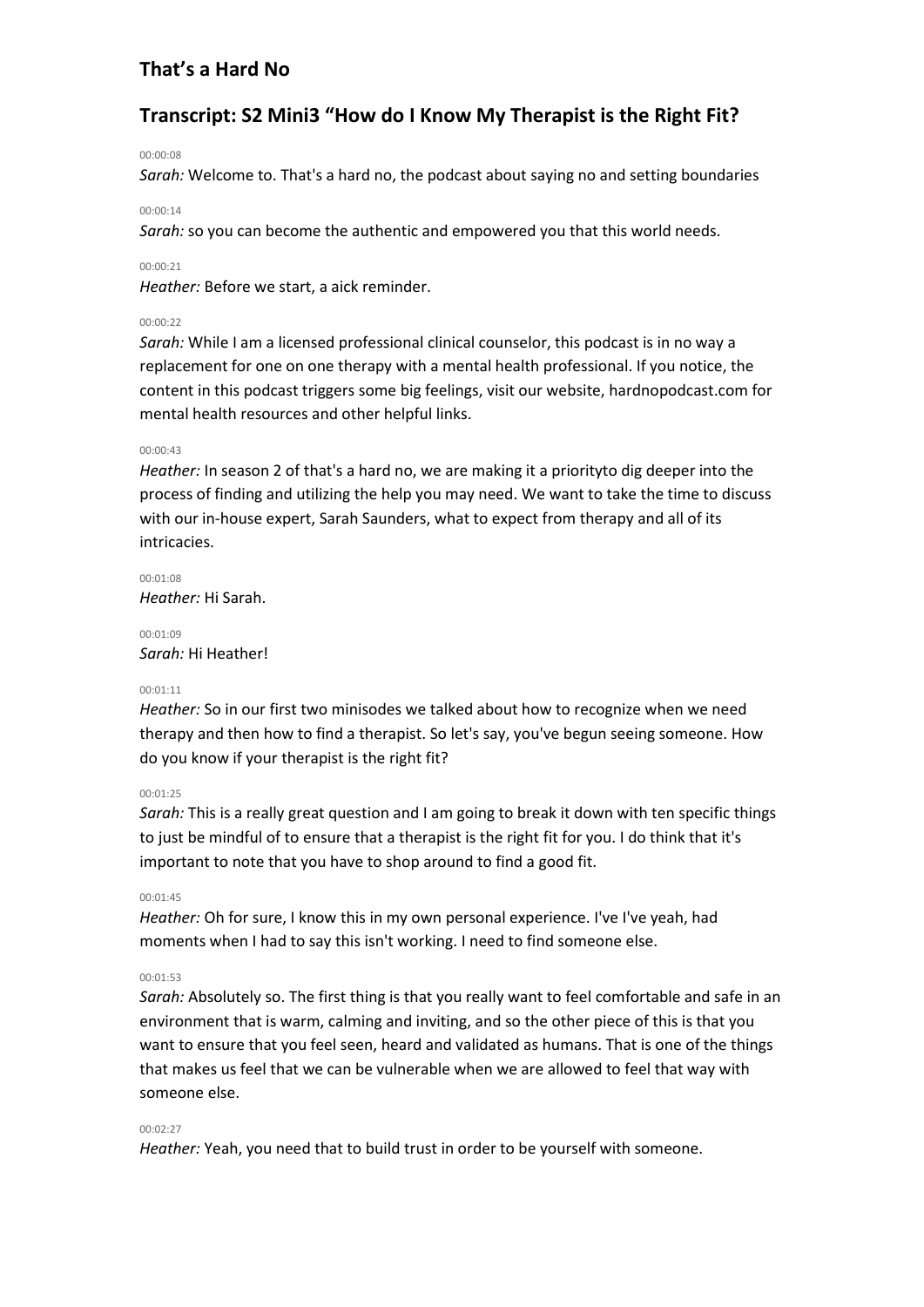## That's a Hard No

## Transcript: S2 Mini3 "How do I Know My Therapist is the Right Fit?

00:00:08

*Sarah:* Welcome to. That's a hard no, the podcast about saying no and setting boundaries

00:00:14

*Sarah:* so you can become the authentic and empowered you that this world needs.

00:00:21

*Heather:* Before we start, a aick reminder.

00:00:22

*Sarah:* While I am a licensed professional clinical counselor, this podcast is in no way a replacement for one on one therapy with a mental health professional. If you notice, the content in this podcast triggers some big feelings, visit our website, hardnopodcast.com for mental health resources and other helpful links.

00:00:43

*Heather:* In season 2 of that's a hard no, we are making it a priorityto dig deeper into the process of finding and utilizing the help you may need. We want to take the time to discuss with our in-house expert, Sarah Saunders, what to expect from therapy and all of its intricacies.

00:01:08

*Heather:* Hi Sarah.

00:01:09

*Sarah:* Hi Heather!

00:01:11

*Heather:* So in our first two minisodes we talked about how to recognize when we need therapy and then how to find a therapist. So let's say, you've begun seeing someone. How do you know if your therapist is the right fit?

00:01:25

*Sarah:* This is a really great question and I am going to break it down with ten specific things to just be mindful of to ensure that a therapist is the right fit for you. I do think that it's important to note that you have to shop around to find a good fit.

00:01:45

*Heather:* Oh for sure, I know this in my own personal experience. I've I've yeah, had moments when I had to say this isn't working. I need to find someone else.

00:01:53

*Sarah:* Absolutely so. The first thing is that you really want to feel comfortable and safe in an environment that is warm, calming and inviting, and so the other piece of this is that you want to ensure that you feel seen, heard and validated as humans. That is one of the things that makes us feel that we can be vulnerable when we are allowed to feel that way with someone else.

00:02:27

*Heather:* Yeah, you need that to build trust in order to be yourself with someone.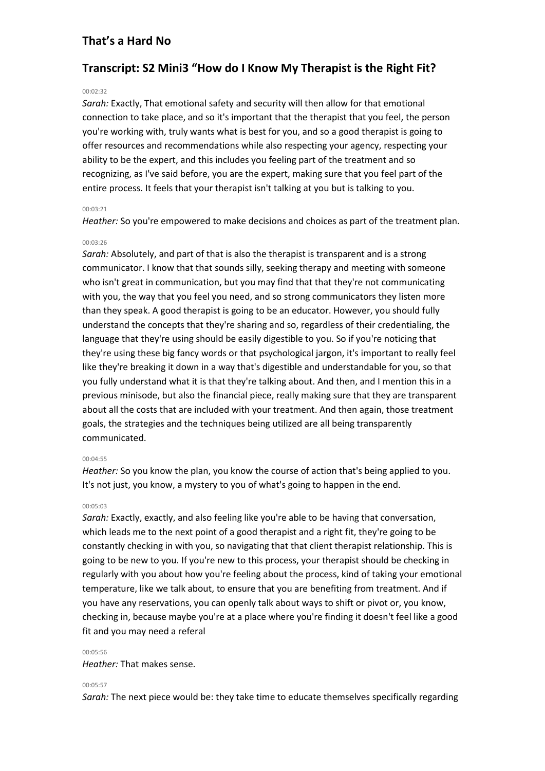## That's a Hard No

## Transcript: S2 Mini3 "How do I Know My Therapist is the Right Fit?

00:02:32

*Sarah:* Exactly, That emotional safety and security will then allow for that emotional connection to take place, and so it's important that the therapist that you feel, the person you're working with, truly wants what is best for you, and so a good therapist is going to offer resources and recommendations while also respecting your agency, respecting your ability to be the expert, and this includes you feeling part of the treatment and so recognizing, as I've said before, you are the expert, making sure that you feel part of the entire process. It feels that your therapist isn't talking at you but is talking to you.

00:03:21

*Heather:* So you're empowered to make decisions and choices as part of the treatment plan.

00:03:26

*Sarah:* Absolutely, and part of that is also the therapist is transparent and is a strong communicator. I know that that sounds silly, seeking therapy and meeting with someone who isn't great in communication, but you may find that that they're not communicating with you, the way that you feel you need, and so strong communicators they listen more than they speak. A good therapist is going to be an educator. However, you should fully understand the concepts that they're sharing and so, regardless of their credentialing, the language that they're using should be easily digestible to you. So if you're noticing that they're using these big fancy words or that psychological jargon, it's important to really feel like they're breaking it down in a way that's digestible and understandable for you, so that you fully understand what it is that they're talking about. And then, and I mention this in a previous minisode, but also the financial piece, really making sure that they are transparent about all the costs that are included with your treatment. And then again, those treatment goals, the strategies and the techniques being utilized are all being transparently communicated.

00:04:55

*Heather:* So you know the plan, you know the course of action that's being applied to you. It's not just, you know, a mystery to you of what's going to happen in the end.

00:05:03

*Sarah:* Exactly, exactly, and also feeling like you're able to be having that conversation, which leads me to the next point of a good therapist and a right fit, they're going to be constantly checking in with you, so navigating that that client therapist relationship. This is going to be new to you. If you're new to this process, your therapist should be checking in regularly with you about how you're feeling about the process, kind of taking your emotional temperature, like we talk about, to ensure that you are benefiting from treatment. And if you have any reservations, you can openly talk about ways to shift or pivot or, you know, checking in, because maybe you're at a place where you're finding it doesn't feel like a good fit and you may need a referal

00:05:56

*Heather:* That makes sense.

00:05:57

*Sarah:* The next piece would be: they take time to educate themselves specifically regarding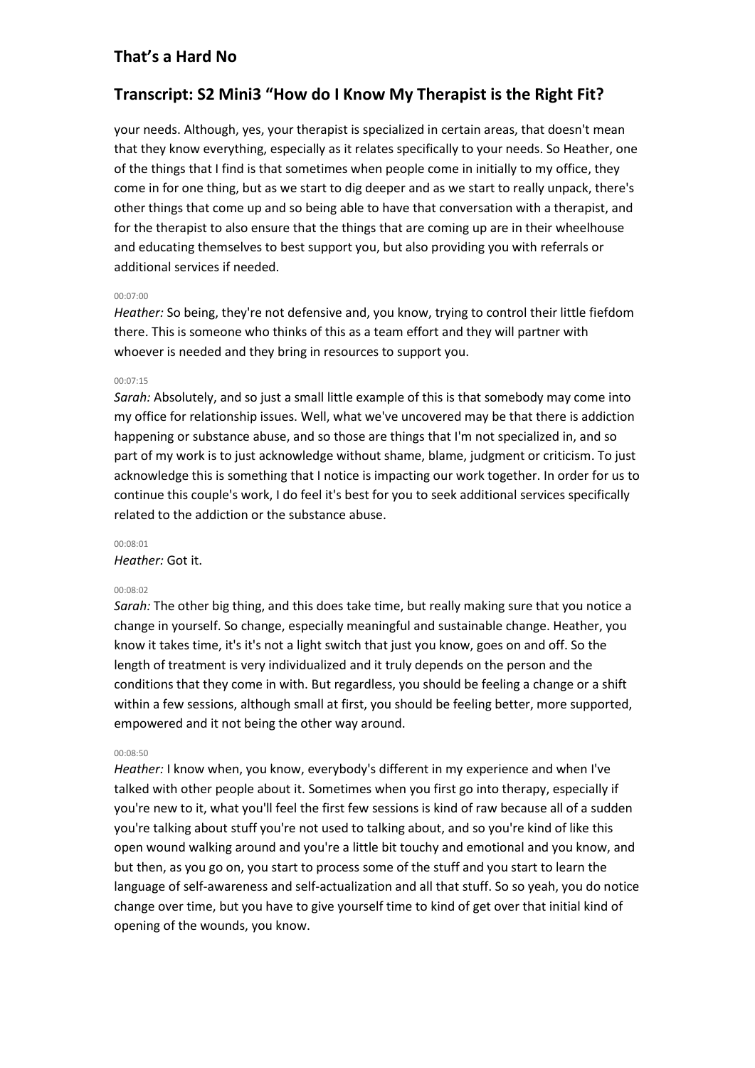your needs. Although, yes, your therapist is specialized in certain areas, that doesn't mean that they know everything, especially as it relates specifically to your needs. So Heather, one of the things that I find is that sometimes when people come in initially to my office, they come in for one thing, but as we start to dig deeper and as we start to really unpack, there's other things that come up and so being able to have that conversation with a therapist, and for the therapist to also ensure that the things that are coming up are in their wheelhouse and educating themselves to best support you, but also providing you with referrals or additional services if needed.

00:07:00

*Heather:* So being, they're not defensive and, you know, trying to control their little fiefdom there. This is someone who thinks of this as a team effort and they will partner with whoever is needed and they bring in resources to support you.

00:07:15

*Sarah:* Absolutely, and so just a small little example of this is that somebody may come into my office for relationship issues. Well, what we've uncovered may be that there is addiction happening or substance abuse, and so those are things that I'm not specialized in, and so part of my work is to just acknowledge without shame, blame, judgment or criticism. To just acknowledge this is something that I notice is impacting our work together. In order for us to continue this couple's work, I do feel it's best for you to seek additional services specifically related to the addiction or the substance abuse.

00:08:01

*Heather:* Got it.

00:08:02

*Sarah:* The other big thing, and this does take time, but really making sure that you notice a change in yourself. So change, especially meaningful and sustainable change. Heather, you know it takes time, it's it's not a light switch that just you know, goes on and off. So the length of treatment is very individualized and it truly depends on the person and the conditions that they come in with. But regardless, you should be feeling a change or a shift within a few sessions, although small at first, you should be feeling better, more supported, empowered and it not being the other way around.

00:08:50

*Heather:* I know when, you know, everybody's different in my experience and when I've talked with other people about it. Sometimes when you first go into therapy, especially if you're new to it, what you'll feel the first few sessions is kind of raw because all of a sudden you're talking about stuff you're not used to talking about, and so you're kind of like this open wound walking around and you're a little bit touchy and emotional and you know, and but then, as you go on, you start to process some of the stuff and you start to learn the language of self-awareness and self-actualization and all that stuff. So so yeah, you do notice change over time, but you have to give yourself time to kind of get over that initial kind of opening of the wounds, you know.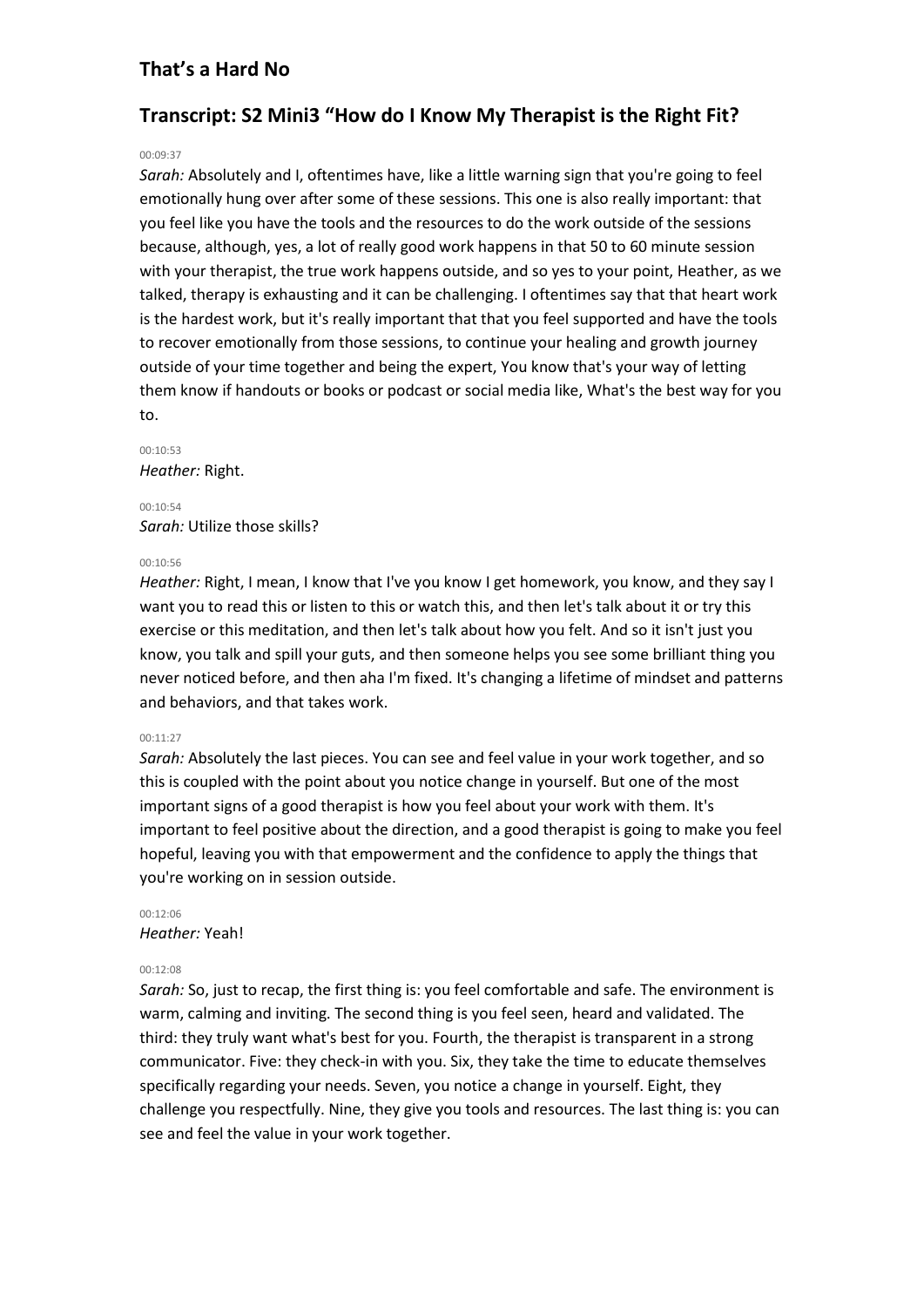## That's a Hard No

## Transcript: S2 Mini3 "How do I Know My Therapist is the Right Fit?

00:09:37

*Sarah:* Absolutely and I, oftentimes have, like a little warning sign that you're going to feel emotionally hung over after some of these sessions. This one is also really important: that you feel like you have the tools and the resources to do the work outside of the sessions because, although, yes, a lot of really good work happens in that 50 to 60 minute session with your therapist, the true work happens outside, and so yes to your point, Heather, as we talked, therapy is exhausting and it can be challenging. I oftentimes say that that heart work is the hardest work, but it's really important that that you feel supported and have the tools to recover emotionally from those sessions, to continue your healing and growth journey outside of your time together and being the expert, You know that's your way of letting them know if handouts or books or podcast or social media like, What's the best way for you to.

00:10:53

*Heather:* Right.

00:10:54

*Sarah:* Utilize those skills?

00:10:56

*Heather:* Right, I mean, I know that I've you know I get homework, you know, and they say I want you to read this or listen to this or watch this, and then let's talk about it or try this exercise or this meditation, and then let's talk about how you felt. And so it isn't just you know, you talk and spill your guts, and then someone helps you see some brilliant thing you never noticed before, and then aha I'm fixed. It's changing a lifetime of mindset and patterns and behaviors, and that takes work.

00:11:27

*Sarah:* Absolutely the last pieces. You can see and feel value in your work together, and so this is coupled with the point about you notice change in yourself. But one of the most important signs of a good therapist is how you feel about your work with them. It's important to feel positive about the direction, and a good therapist is going to make you feel hopeful, leaving you with that empowerment and the confidence to apply the things that you're working on in session outside.

00:12:06

*Heather:* Yeah!

00:12:08

*Sarah:* So, just to recap, the first thing is: you feel comfortable and safe. The environment is warm, calming and inviting. The second thing is you feel seen, heard and validated. The third: they truly want what's best for you. Fourth, the therapist is transparent in a strong communicator. Five: they check-in with you. Six, they take the time to educate themselves specifically regarding your needs. Seven, you notice a change in yourself. Eight, they challenge you respectfully. Nine, they give you tools and resources. The last thing is: you can see and feel the value in your work together.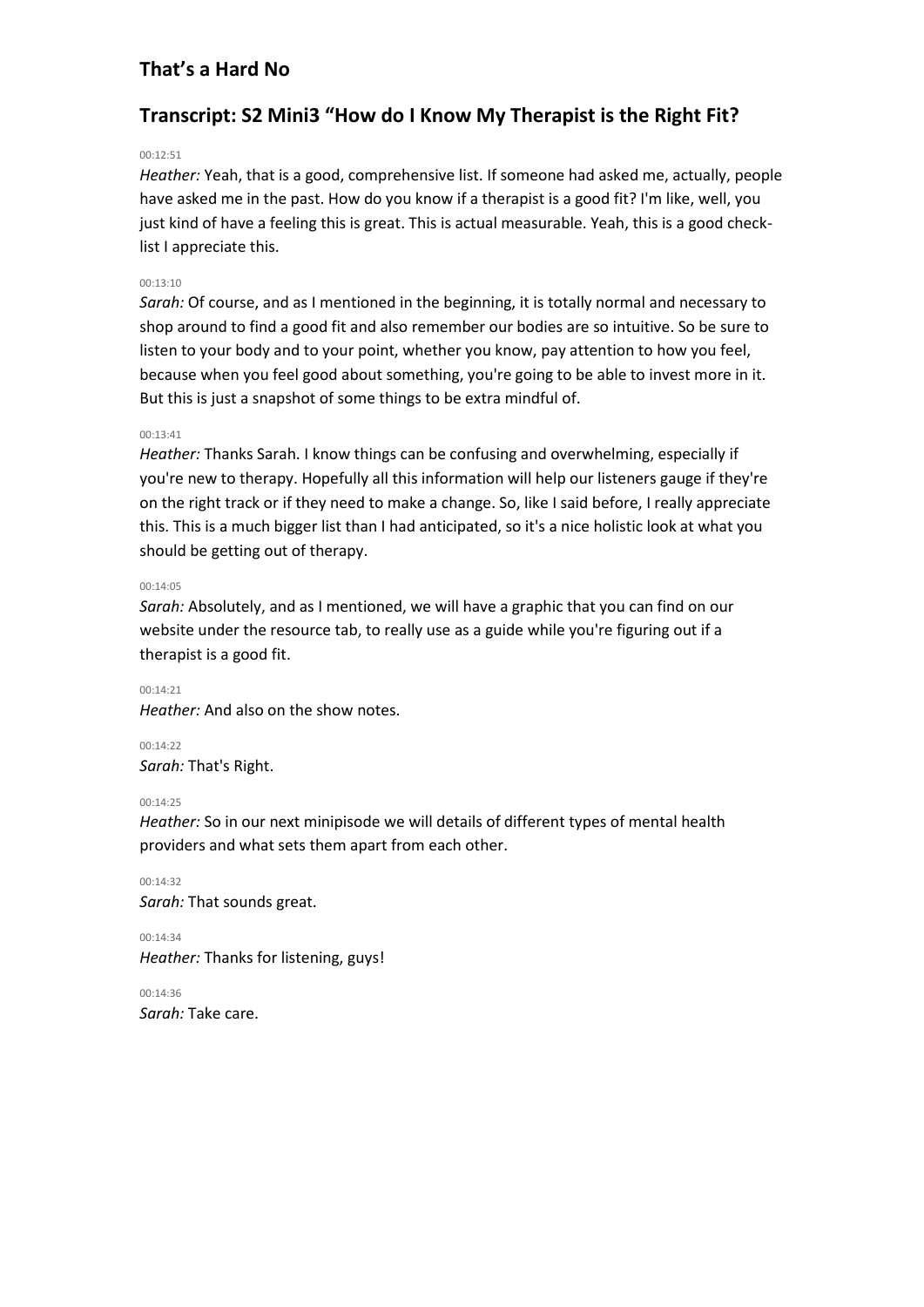## That's a Hard No

## Transcript: S2 Mini3 "How do I Know My Therapist is the Right Fit?

00:12:51

*Heather:* Yeah, that is a good, comprehensive list. If someone had asked me, actually, people have asked me in the past. How do you know if a therapist is a good fit? I'm like, well, you just kind of have a feeling this is great. This is actual measurable. Yeah, this is a good check-list I appreciate this.

00:13:10

*Sarah:* Of course, and as I mentioned in the beginning, it is totally normal and necessary to shop around to find a good fit and also remember our bodies are so intuitive. So be sure to listen to your body and to your point, whether you know, pay attention to how you feel, because when you feel good about something, you're going to be able to invest more in it. But this is just a snapshot of some things to be extra mindful of.

00:13:41

*Heather:* Thanks Sarah. I know things can be confusing and overwhelming, especially if you're new to therapy. Hopefully all this information will help our listeners gauge if they're on the right track or if they need to make a change. So, like I said before, I really appreciate this. This is a much bigger list than I had anticipated, so it's a nice holistic look at what you should be getting out of therapy.

00:14:05

*Sarah:* Absolutely, and as I mentioned, we will have a graphic that you can find on our website under the resource tab, to really use as a guide while you're figuring out if a therapist is a good fit.

00:14:21

*Heather:* And also on the show notes.

00:14:22

*Sarah:* That's Right.

00:14:25

*Heather:* So in our next minipisode we will details of different types of mental health providers and what sets them apart from each other.

00:14:32

*Sarah:* That sounds great.

00:14:34

*Heather:* Thanks for listening, guys!

00:14:36

*Sarah:* Take care.